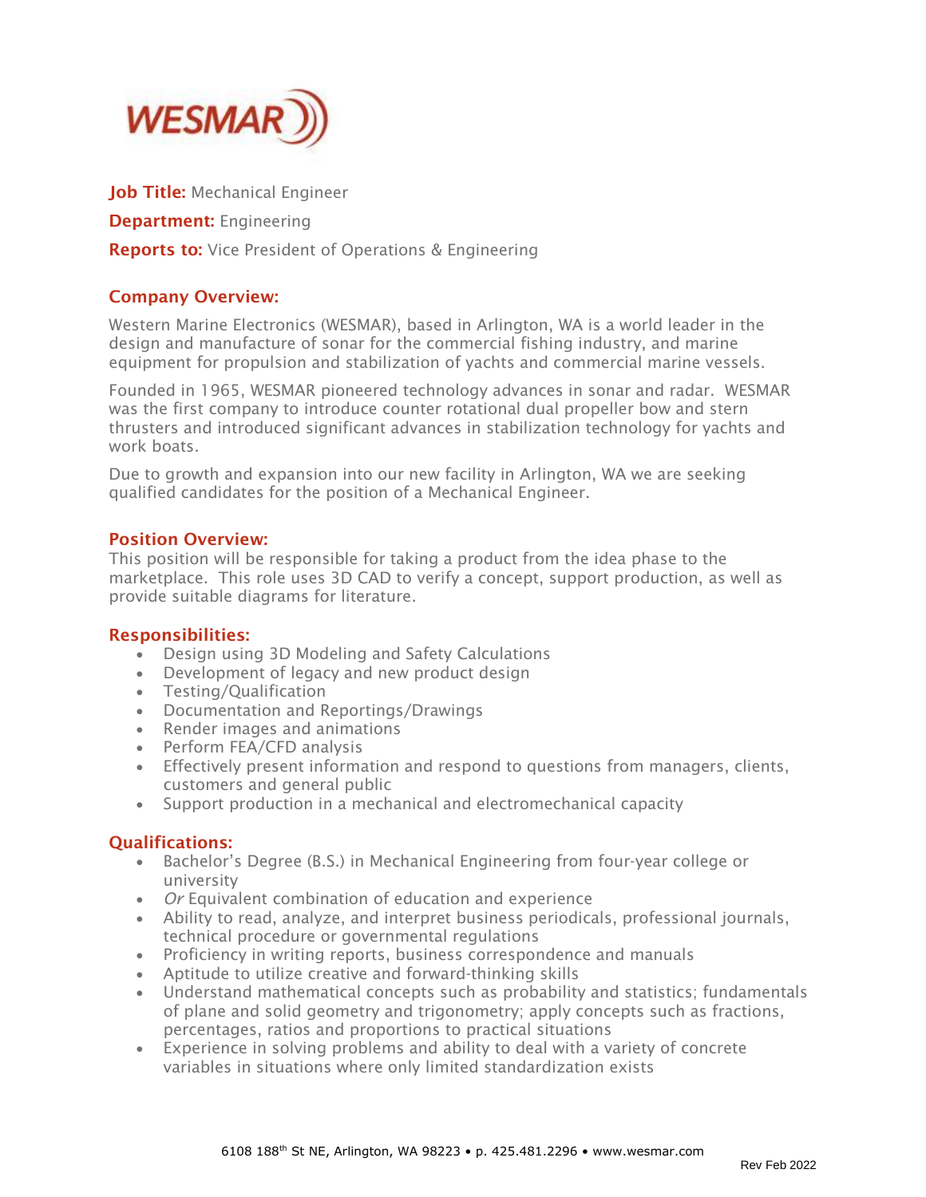**WESMAR**

**Job Title:** Mechanical Engineer

**Department:** Engineering

**Reports to:** Vice President of Operations & Engineering

## Company Overview:

Western Marine Electronics (WESMAR), based in Arlington, WA is a world leader in the design and manufacture of sonar for the commercial fishing industry, and marine equipment for propulsion and stabilization of yachts and commercial marine vessels.

Founded in 1965, WESMAR pioneered technology advances in sonar and radar. WESMAR was the first company to introduce counter rotational dual propeller bow and stern thrusters and introduced significant advances in stabilization technology for yachts and work boats.

Due to growth and expansion into our new facility in Arlington, WA we are seeking qualified candidates for the position of a Mechanical Engineer.

## Position Overview:

This position will be responsible for taking a product from the idea phase to the marketplace. This role uses 3D CAD to verify a concept, support production, as well as provide suitable diagrams for literature.

## Responsibilities:

- Design using 3D Modeling and Safety Calculations
- Development of legacy and new product design
- Testing/Qualification
- Documentation and Reportings/Drawings
- Render images and animations
- Perform FEA/CFD analysis
- Effectively present information and respond to questions from managers, clients, customers and general public
- Support production in a mechanical and electromechanical capacity

## Qualifications:

- Bachelor's Degree (B.S.) in Mechanical Engineering from four-year college or university
- *Or* Equivalent combination of education and experience
- Ability to read, analyze, and interpret business periodicals, professional journals, technical procedure or governmental regulations
- Proficiency in writing reports, business correspondence and manuals
- Aptitude to utilize creative and forward-thinking skills
- Understand mathematical concepts such as probability and statistics; fundamentals of plane and solid geometry and trigonometry; apply concepts such as fractions, percentages, ratios and proportions to practical situations
- Experience in solving problems and ability to deal with a variety of concrete variables in situations where only limited standardization exists

6108 188th St NE, Arlington, WA 98223 • p. 425.481.2296 • www.wesmar.com

Rev Feb 2022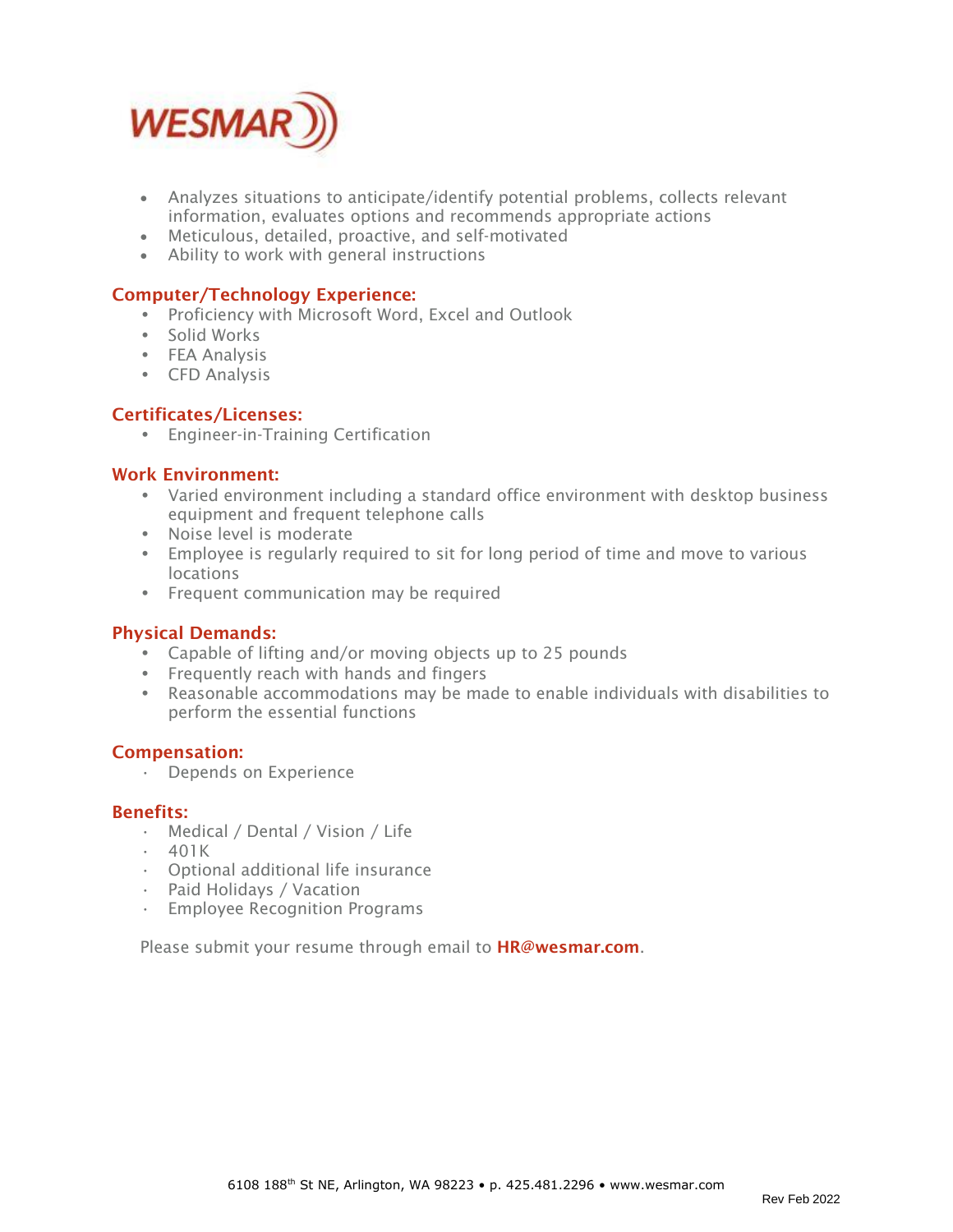- Analyzes situations to anticipate/identify potential problems, collects relevant information, evaluates options and recommends appropriate actions
- Meticulous, detailed, proactive, and self-motivated
- Ability to work with general instructions

## Computer/Technology Experience:

- Proficiency with Microsoft Word, Excel and Outlook
- Solid Works
- FEA Analysis
- CFD Analysis

## Certificates/Licenses:

- Engineer-in-Training Certification

## Work Environment:

- Varied environment including a standard office environment with desktop business equipment and frequent telephone calls
- Noise level is moderate
- Employee is regularly required to sit for long period of time and move to various locations
- Frequent communication may be required

## Physical Demands:

- Capable of lifting and/or moving objects up to 25 pounds
- Frequently reach with hands and fingers
- Reasonable accommodations may be made to enable individuals with disabilities to perform the essential functions

## Compensation:

- Depends on Experience

## Benefits:

- Medical / Dental / Vision / Life
- 401K
- Optional additional life insurance
- Paid Holidays / Vacation
- Employee Recognition Programs

Please submit your resume through email to **HR@wesmar.com**.

6108 188th St NE, Arlington, WA 98223 • p. 425.481.2296 • www.wesmar.com

Rev Feb 2022